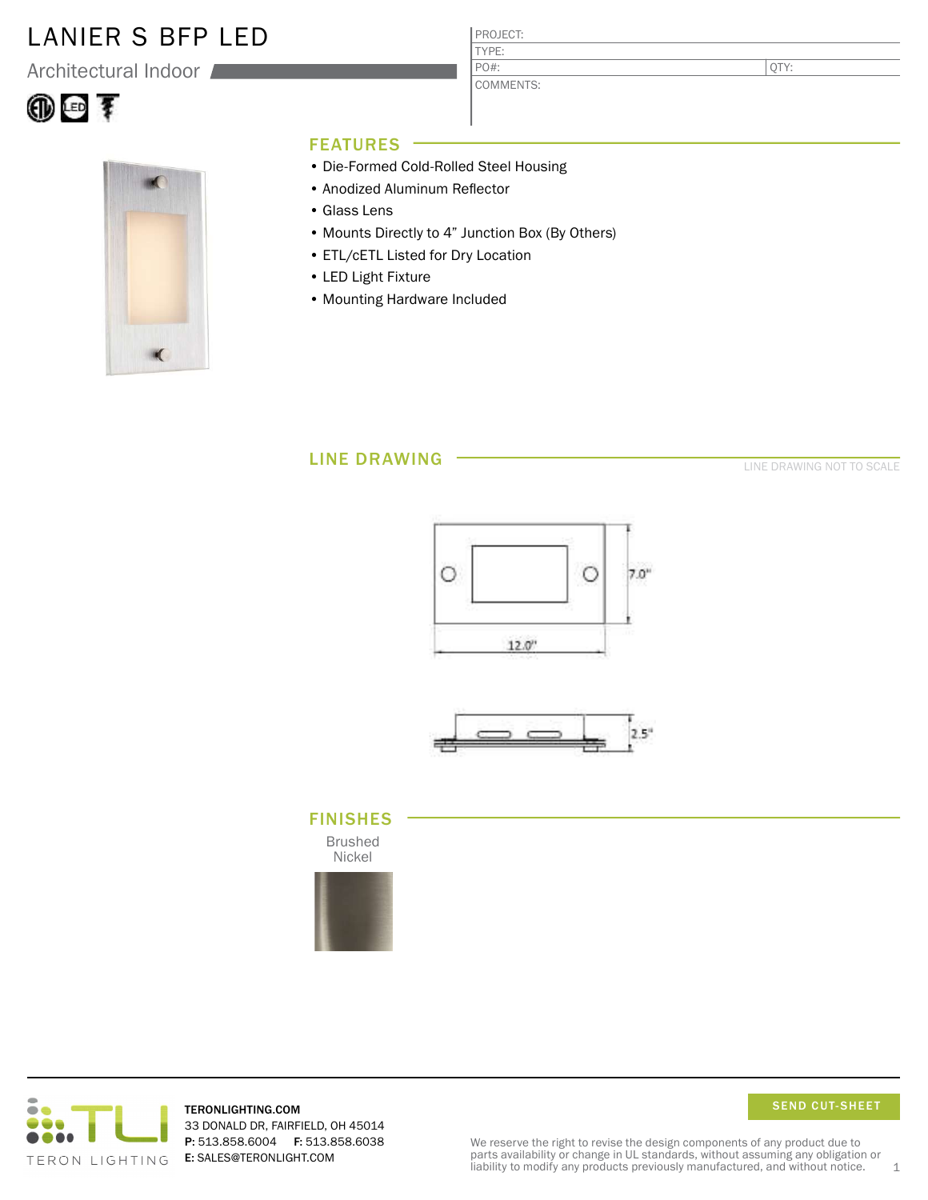# LANIER S BFP LED

## Architectural Indoor

| PROJECT: | |
|---|---|
| TYPE: | |
| PO#: | QTY: |
| COMMENTS: | |

## FEATURES

- Die-Formed Cold-Rolled Steel Housing
- Anodized Aluminum Reflector
- Glass Lens
- Mounts Directly to 4" Junction Box (By Others)
- ETL/cETL Listed for Dry Location
- LED Light Fixture
- Mounting Hardware Included

## LINE DRAWING

LINE DRAWING NOT TO SCALE

7.0"

12.0"

2.5"

## FINISHES

Brushed Nickel

TERONLIGHTING.COM
33 DONALD DR, FAIRFIELD, OH 45014
**P:** 513.858.6004 **F:** 513.858.6038
**E:** SALES@TERONLIGHT.COM

SEND CUT-SHEET

We reserve the right to revise the design components of any product due to parts availability or change in UL standards, without assuming any obligation or liability to modify any products previously manufactured, and without notice.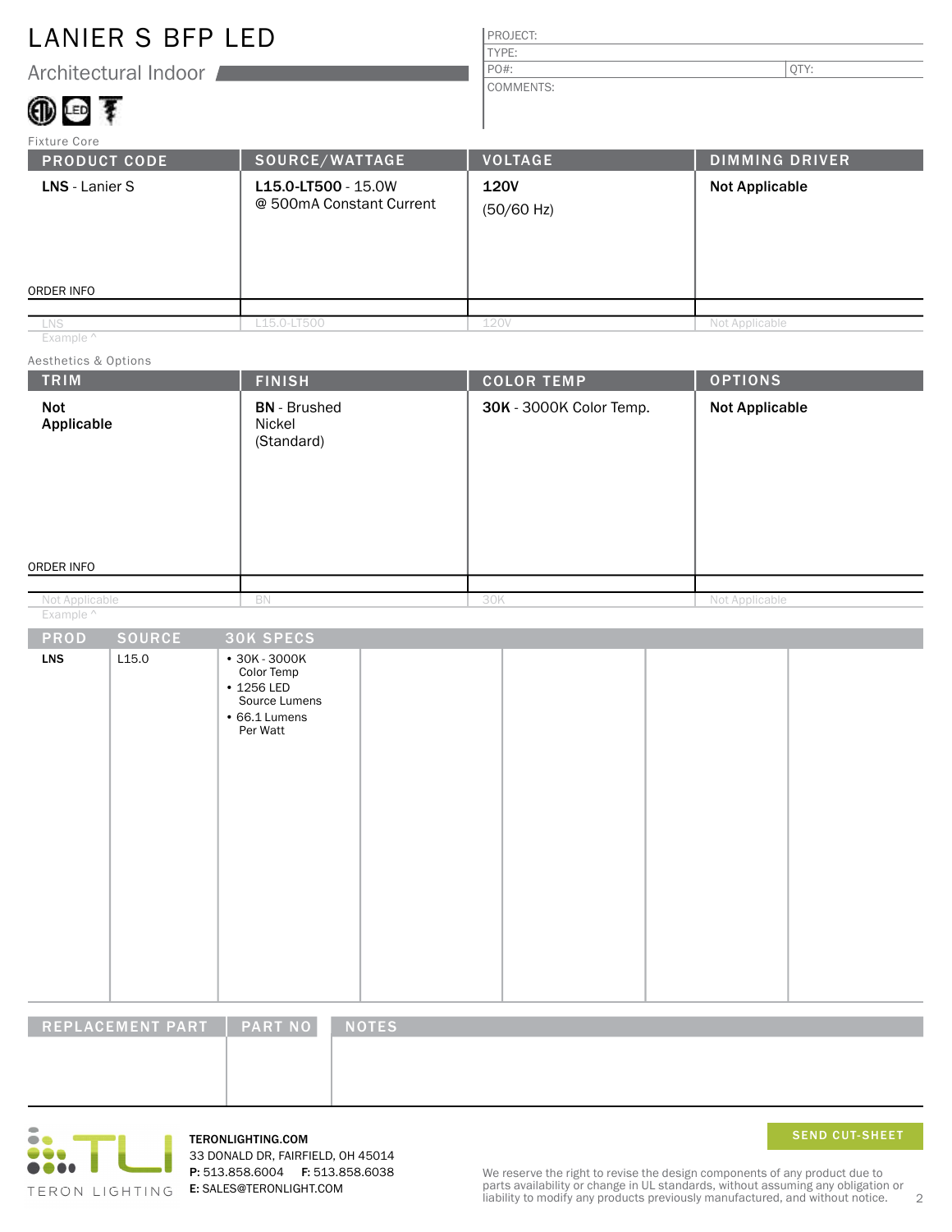# LANIER S BFP LED

## Architectural Indoor

| PROJECT: | |
|---|---|
| TYPE: | |
| PO#: | QTY: |
| COMMENTS: | |

Fixture Core

| PRODUCT CODE | SOURCE/WATTAGE | VOLTAGE | DIMMING DRIVER |
|---|---|---|---|
| **LNS** - Lanier S | **L15.0-LT500** - 15.0W @ 500mA Constant Current | **120V** (50/60 Hz) | **Not Applicable** |

ORDER INFO

| | | | |
|---|---|---|---|
| LNS | L15.0-LT500 | 120V | Not Applicable |

Example ^

Aesthetics & Options

| TRIM | FINISH | COLOR TEMP | OPTIONS |
|---|---|---|---|
| **Not Applicable** | **BN** - Brushed Nickel (Standard) | **30K** - 3000K Color Temp. | **Not Applicable** |

ORDER INFO

| | | | |
|---|---|---|---|
| Not Applicable | BN | 30K | Not Applicable |

Example ^

| PROD | SOURCE | 30K SPECS |
|---|---|---|
| **LNS** | L15.0 | • 30K - 3000K Color Temp<br>• 1256 LED Source Lumens<br>• 66.1 Lumens Per Watt |

| REPLACEMENT PART | PART NO | NOTES |
|---|---|---|
| | | |

TERON LIGHTING

**TERONLIGHTING.COM**
33 DONALD DR, FAIRFIELD, OH 45014
**P:** 513.858.6004 **F:** 513.858.6038
**E:** SALES@TERONLIGHT.COM

SEND CUT-SHEET

We reserve the right to revise the design components of any product due to parts availability or change in UL standards, without assuming any obligation or liability to modify any products previously manufactured, and without notice.